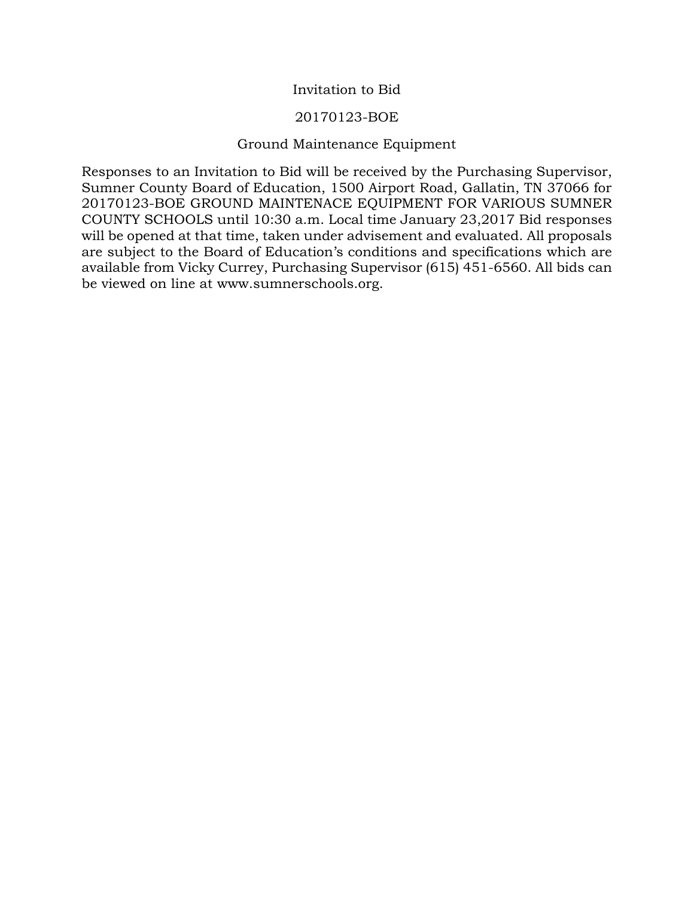# Invitation to Bid

## 20170123-BOE

## Ground Maintenance Equipment

Responses to an Invitation to Bid will be received by the Purchasing Supervisor, Sumner County Board of Education, 1500 Airport Road, Gallatin, TN 37066 for 20170123-BOE GROUND MAINTENACE EQUIPMENT FOR VARIOUS SUMNER COUNTY SCHOOLS until 10:30 a.m. Local time January 23,2017 Bid responses will be opened at that time, taken under advisement and evaluated. All proposals are subject to the Board of Education's conditions and specifications which are available from Vicky Currey, Purchasing Supervisor (615) 451-6560. All bids can be viewed on line at www.sumnerschools.org.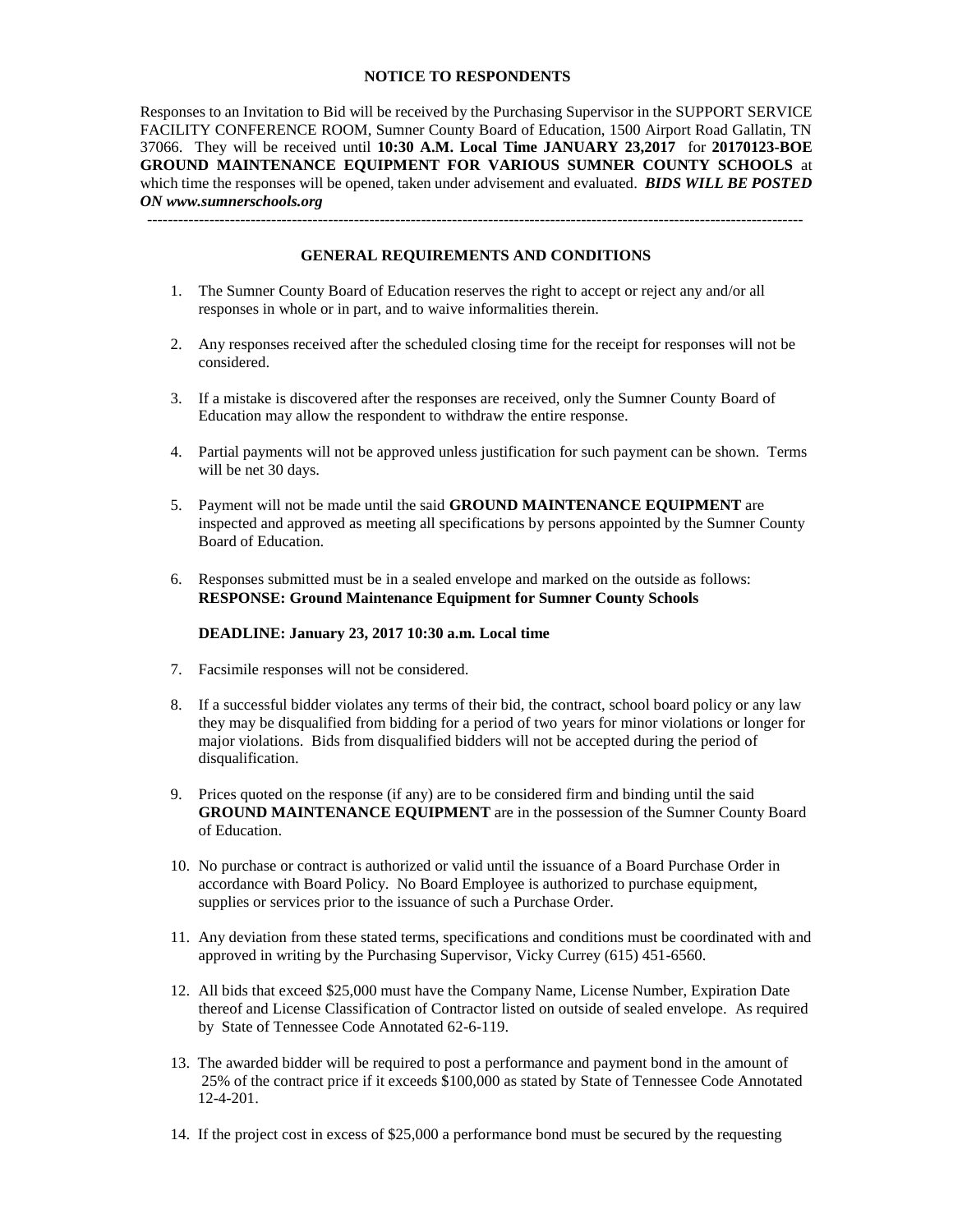**NOTICE TO RESPONDENTS**

Responses to an Invitation to Bid will be received by the Purchasing Supervisor in the SUPPORT SERVICE FACILITY CONFERENCE ROOM, Sumner County Board of Education, 1500 Airport Road Gallatin, TN 37066. They will be received until **10:30 A.M. Local Time JANUARY 23,2017** for **20170123-BOE GROUND MAINTENANCE EQUIPMENT FOR VARIOUS SUMNER COUNTY SCHOOLS** at which time the responses will be opened, taken under advisement and evaluated. ***BIDS WILL BE POSTED ON www.sumnerschools.org***

---

**GENERAL REQUIREMENTS AND CONDITIONS**

1. The Sumner County Board of Education reserves the right to accept or reject any and/or all responses in whole or in part, and to waive informalities therein.

2. Any responses received after the scheduled closing time for the receipt for responses will not be considered.

3. If a mistake is discovered after the responses are received, only the Sumner County Board of Education may allow the respondent to withdraw the entire response.

4. Partial payments will not be approved unless justification for such payment can be shown. Terms will be net 30 days.

5. Payment will not be made until the said **GROUND MAINTENANCE EQUIPMENT** are inspected and approved as meeting all specifications by persons appointed by the Sumner County Board of Education.

6. Responses submitted must be in a sealed envelope and marked on the outside as follows: **RESPONSE: Ground Maintenance Equipment for Sumner County Schools**

   **DEADLINE: January 23, 2017 10:30 a.m. Local time**

7. Facsimile responses will not be considered.

8. If a successful bidder violates any terms of their bid, the contract, school board policy or any law they may be disqualified from bidding for a period of two years for minor violations or longer for major violations. Bids from disqualified bidders will not be accepted during the period of disqualification.

9. Prices quoted on the response (if any) are to be considered firm and binding until the said **GROUND MAINTENANCE EQUIPMENT** are in the possession of the Sumner County Board of Education.

10. No purchase or contract is authorized or valid until the issuance of a Board Purchase Order in accordance with Board Policy. No Board Employee is authorized to purchase equipment, supplies or services prior to the issuance of such a Purchase Order.

11. Any deviation from these stated terms, specifications and conditions must be coordinated with and approved in writing by the Purchasing Supervisor, Vicky Currey (615) 451-6560.

12. All bids that exceed $25,000 must have the Company Name, License Number, Expiration Date thereof and License Classification of Contractor listed on outside of sealed envelope. As required by State of Tennessee Code Annotated 62-6-119.

13. The awarded bidder will be required to post a performance and payment bond in the amount of 25% of the contract price if it exceeds $100,000 as stated by State of Tennessee Code Annotated 12-4-201.

14. If the project cost in excess of $25,000 a performance bond must be secured by the requesting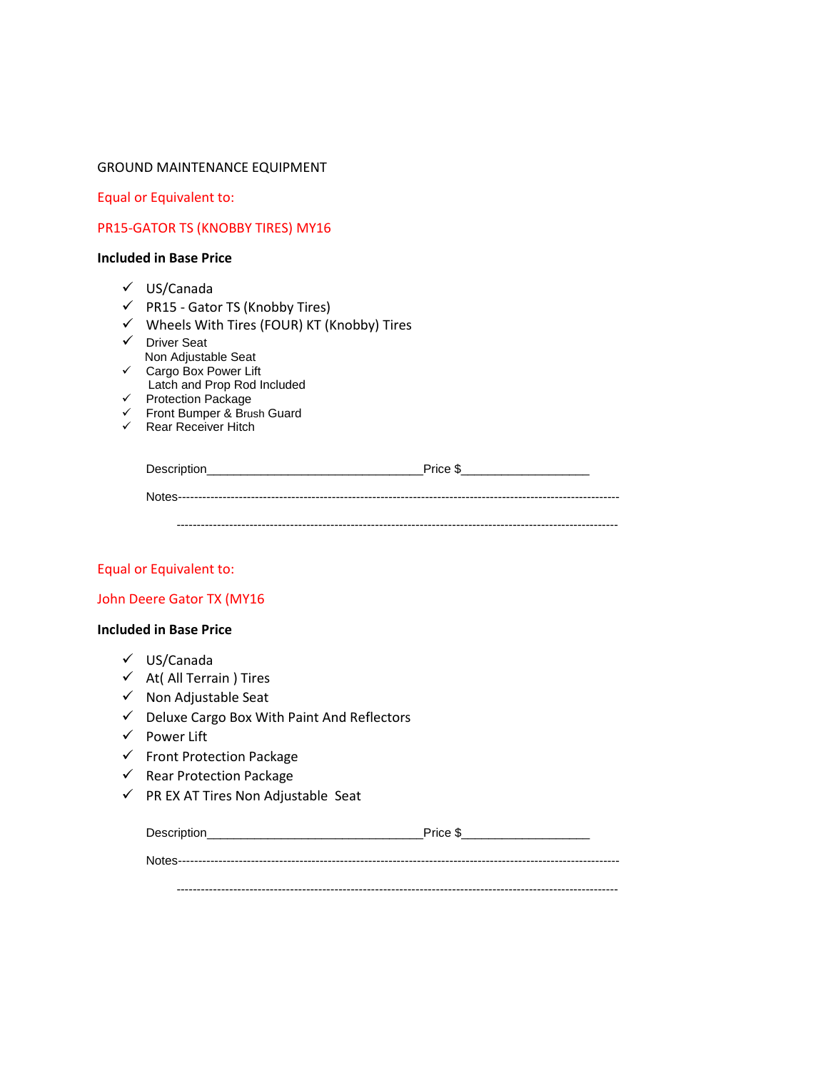GROUND MAINTENANCE EQUIPMENT

Equal or Equivalent to:

PR15-GATOR TS (KNOBBY TIRES) MY16

**Included in Base Price**

- ✓ US/Canada
- ✓ PR15 - Gator TS (Knobby Tires)
- ✓ Wheels With Tires (FOUR) KT (Knobby) Tires
- ✓ Driver Seat
  Non Adjustable Seat
- ✓ Cargo Box Power Lift
  Latch and Prop Rod Included
- ✓ Protection Package
- ✓ Front Bumper & Brush Guard
- ✓ Rear Receiver Hitch

Description________________________________Price $___________________

Notes------------------------------------------------------------------------------------------------------------

------------------------------------------------------------------------------------------------------------

Equal or Equivalent to:

John Deere Gator TX (MY16

**Included in Base Price**

- ✓ US/Canada
- ✓ At( All Terrain ) Tires
- ✓ Non Adjustable Seat
- ✓ Deluxe Cargo Box With Paint And Reflectors
- ✓ Power Lift
- ✓ Front Protection Package
- ✓ Rear Protection Package
- ✓ PR EX AT Tires Non Adjustable Seat

Description________________________________Price $___________________

Notes------------------------------------------------------------------------------------------------------------

------------------------------------------------------------------------------------------------------------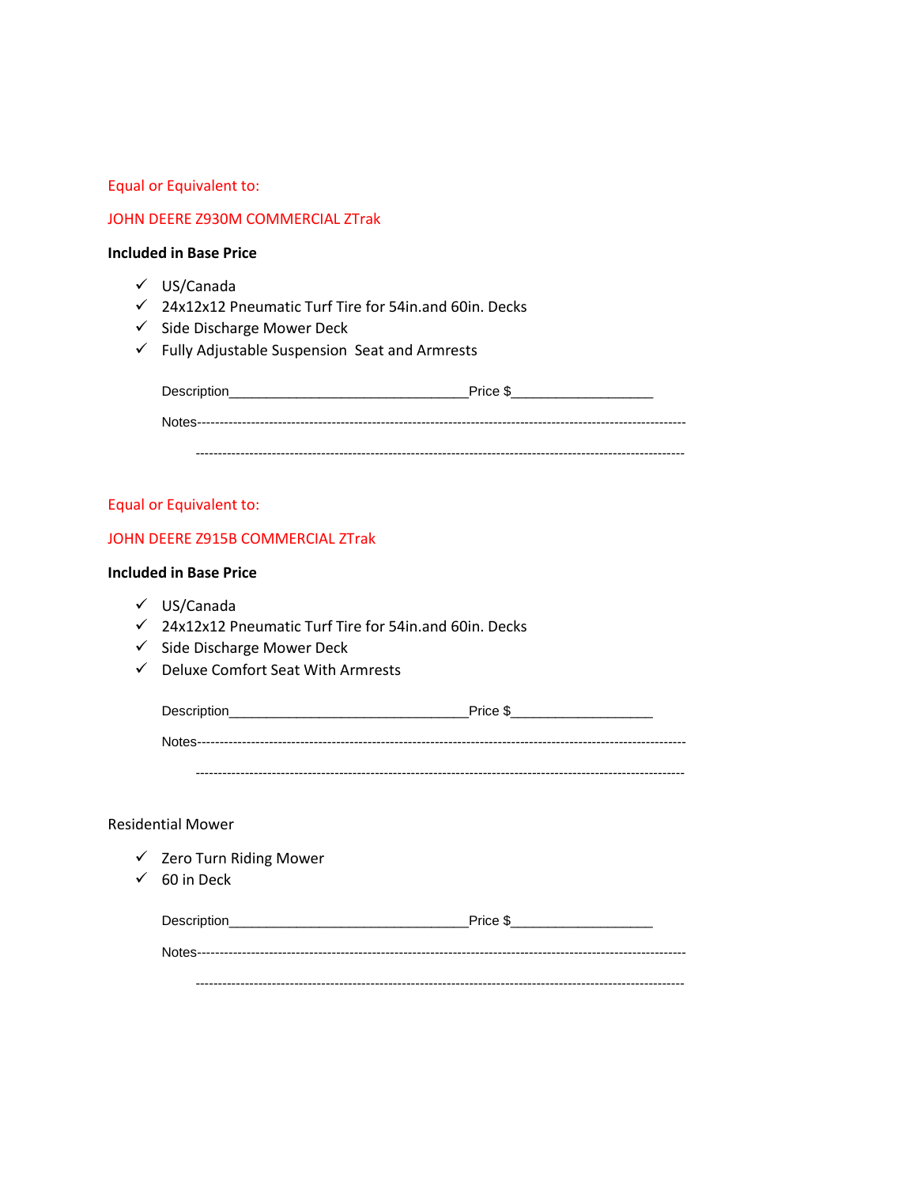Equal or Equivalent to:

JOHN DEERE Z930M COMMERCIAL ZTrak

**Included in Base Price**

- ✓ US/Canada
- ✓ 24x12x12 Pneumatic Turf Tire for 54in.and 60in. Decks
- ✓ Side Discharge Mower Deck
- ✓ Fully Adjustable Suspension Seat and Armrests

Description________________________________Price $___________________

Notes-----------------------------------------------------------------------------------------------------------

-----------------------------------------------------------------------------------------------------------

Equal or Equivalent to:

JOHN DEERE Z915B COMMERCIAL ZTrak

**Included in Base Price**

- ✓ US/Canada
- ✓ 24x12x12 Pneumatic Turf Tire for 54in.and 60in. Decks
- ✓ Side Discharge Mower Deck
- ✓ Deluxe Comfort Seat With Armrests

Description________________________________Price $___________________

Notes-----------------------------------------------------------------------------------------------------------

-----------------------------------------------------------------------------------------------------------

Residential Mower

- ✓ Zero Turn Riding Mower
- ✓ 60 in Deck

Description________________________________Price $___________________

Notes-----------------------------------------------------------------------------------------------------------

-----------------------------------------------------------------------------------------------------------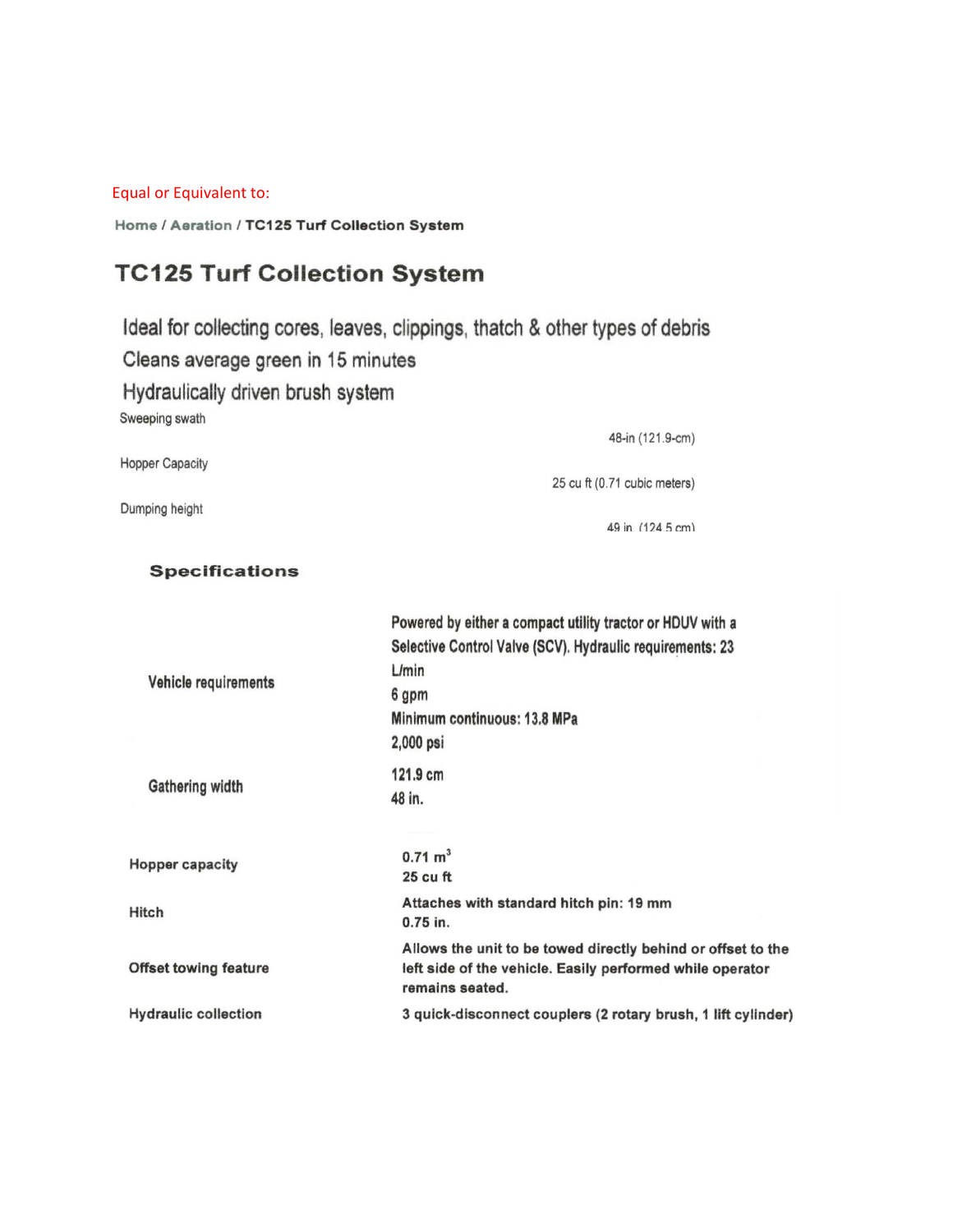Equal or Equivalent to:

Home / Aeration / TC125 Turf Collection System

# TC125 Turf Collection System

Ideal for collecting cores, leaves, clippings, thatch & other types of debris

Cleans average green in 15 minutes

Hydraulically driven brush system

| | |
|---|---|
| Sweeping swath | 48-in (121.9-cm) |
| Hopper Capacity | 25 cu ft (0.71 cubic meters) |
| Dumping height | 49 in. (124.5 cm) |

## Specifications

| | |
|---|---|
| **Vehicle requirements** | **Powered by either a compact utility tractor or HDUV with a Selective Control Valve (SCV). Hydraulic requirements: 23 L/min**<br>**6 gpm**<br>**Minimum continuous: 13.8 MPa**<br>**2,000 psi** |
| **Gathering width** | **121.9 cm**<br>**48 in.** |
| **Hopper capacity** | **0.71 m³**<br>**25 cu ft** |
| **Hitch** | **Attaches with standard hitch pin: 19 mm**<br>**0.75 in.** |
| **Offset towing feature** | **Allows the unit to be towed directly behind or offset to the left side of the vehicle. Easily performed while operator remains seated.** |
| **Hydraulic collection** | **3 quick-disconnect couplers (2 rotary brush, 1 lift cylinder)** |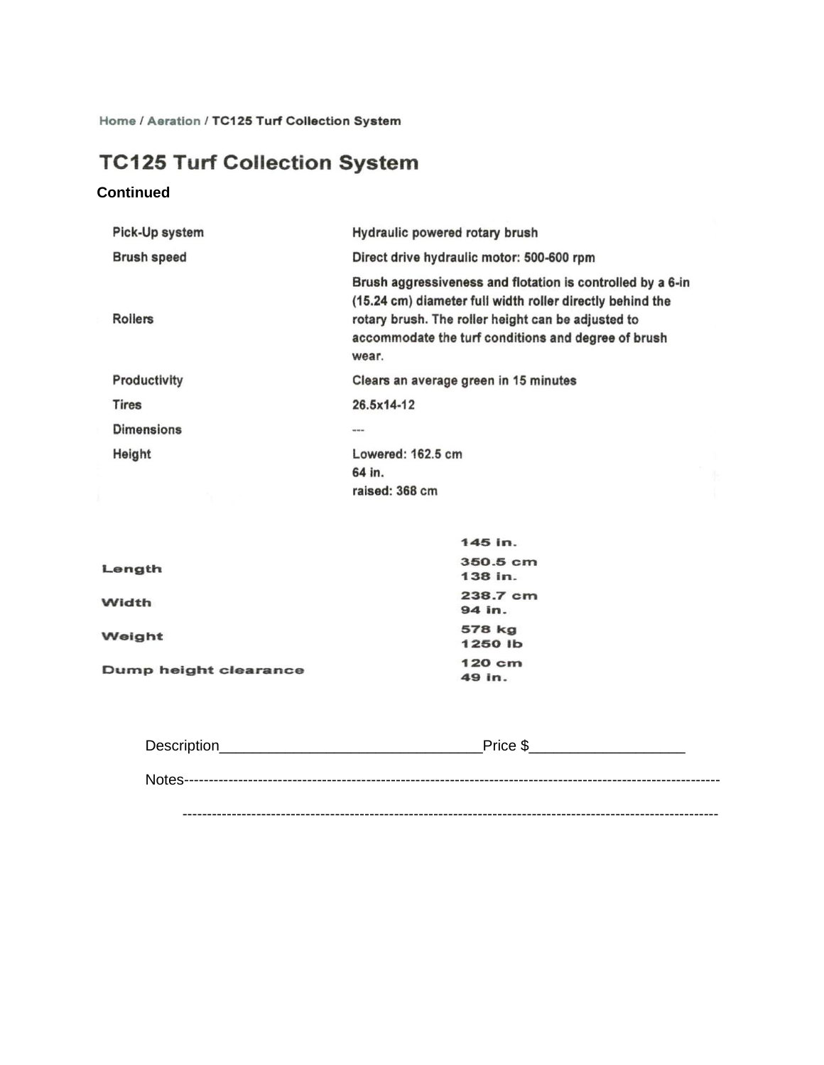Home / Aeration / TC125 Turf Collection System

# TC125 Turf Collection System

**Continued**

| | |
|---|---|
| Pick-Up system | Hydraulic powered rotary brush |
| Brush speed | Direct drive hydraulic motor: 500-600 rpm |
| Rollers | Brush aggressiveness and flotation is controlled by a 6-in (15.24 cm) diameter full width roller directly behind the rotary brush. The roller height can be adjusted to accommodate the turf conditions and degree of brush wear. |
| Productivity | Clears an average green in 15 minutes |
| Tires | 26.5x14-12 |
| Dimensions | --- |
| Height | Lowered: 162.5 cm<br>64 in.<br>raised: 368 cm<br>145 in. |
| Length | 350.5 cm<br>138 in. |
| Width | 238.7 cm<br>94 in. |
| Weight | 578 kg<br>1250 lb |
| Dump height clearance | 120 cm<br>49 in. |

Description________________________________Price $___________________

Notes-----------------------------------------------------------------------------------------------------------

-----------------------------------------------------------------------------------------------------------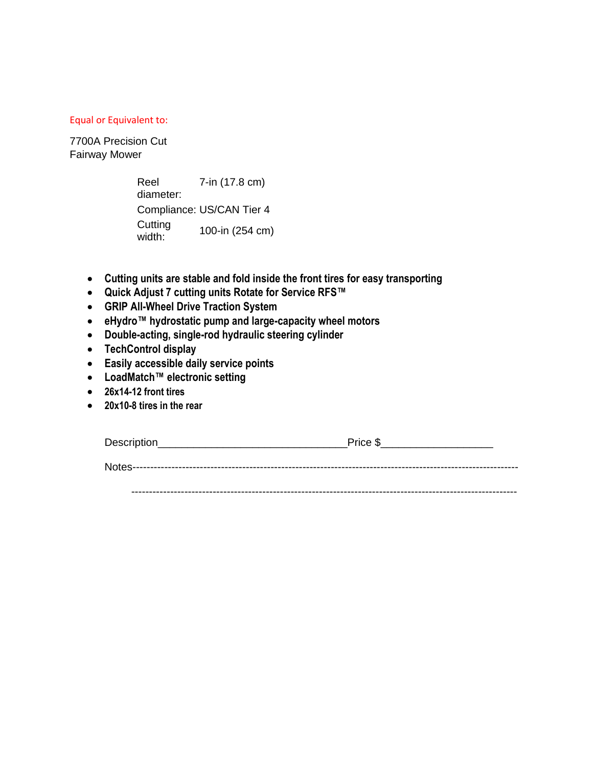Equal or Equivalent to:

7700A Precision Cut
Fairway Mower

| | |
|---|---|
| Reel diameter: | 7-in (17.8 cm) |
| Compliance: | US/CAN Tier 4 |
| Cutting width: | 100-in (254 cm) |

- **Cutting units are stable and fold inside the front tires for easy transporting**
- **Quick Adjust 7 cutting units Rotate for Service RFS™**
- **GRIP All-Wheel Drive Traction System**
- **eHydro™ hydrostatic pump and large-capacity wheel motors**
- **Double-acting, single-rod hydraulic steering cylinder**
- **TechControl display**
- **Easily accessible daily service points**
- **LoadMatch™ electronic setting**
- **26x14-12 front tires**
- **20x10-8 tires in the rear**

Description______________________________Price $__________________

Notes----------------------------------------------------------------------------------------------------------

----------------------------------------------------------------------------------------------------------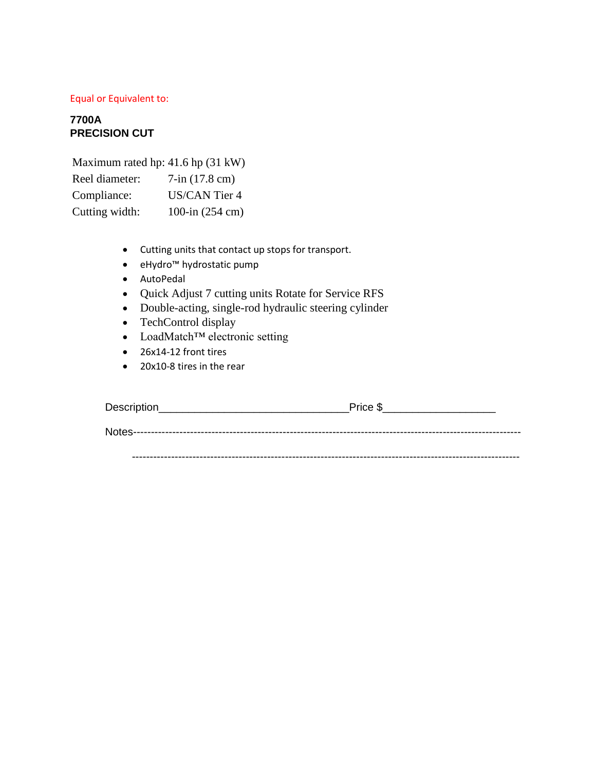Equal or Equivalent to:

**7700A**
**PRECISION CUT**

| | |
|---|---|
| Maximum rated hp: | 41.6 hp (31 kW) |
| Reel diameter: | 7-in (17.8 cm) |
| Compliance: | US/CAN Tier 4 |
| Cutting width: | 100-in (254 cm) |

- Cutting units that contact up stops for transport.
- eHydro™ hydrostatic pump
- AutoPedal
- Quick Adjust 7 cutting units Rotate for Service RFS
- Double-acting, single-rod hydraulic steering cylinder
- TechControl display
- LoadMatch™ electronic setting
- 26x14-12 front tires
- 20x10-8 tires in the rear

Description_______________________________Price $__________________

Notes-----------------------------------------------------------------------------------------------------------

-----------------------------------------------------------------------------------------------------------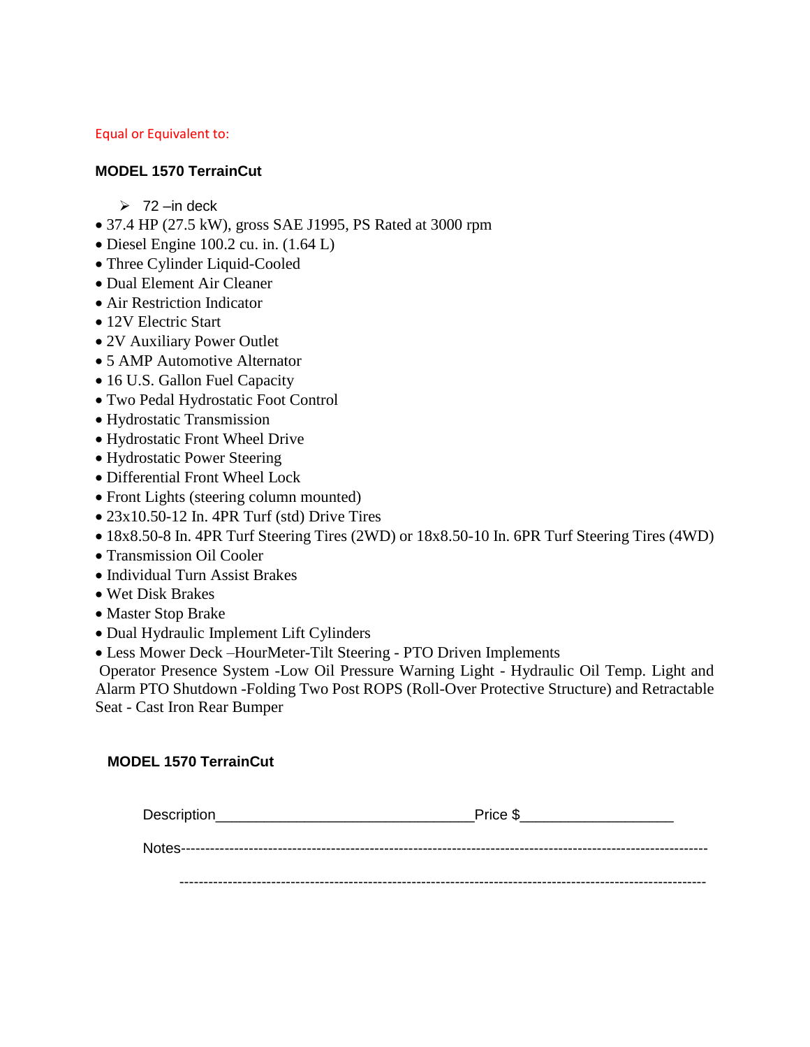Equal or Equivalent to:

**MODEL 1570 TerrainCut**

- 72 –in deck

- 37.4 HP (27.5 kW), gross SAE J1995, PS Rated at 3000 rpm
- Diesel Engine 100.2 cu. in. (1.64 L)
- Three Cylinder Liquid-Cooled
- Dual Element Air Cleaner
- Air Restriction Indicator
- 12V Electric Start
- 2V Auxiliary Power Outlet
- 5 AMP Automotive Alternator
- 16 U.S. Gallon Fuel Capacity
- Two Pedal Hydrostatic Foot Control
- Hydrostatic Transmission
- Hydrostatic Front Wheel Drive
- Hydrostatic Power Steering
- Differential Front Wheel Lock
- Front Lights (steering column mounted)
- 23x10.50-12 In. 4PR Turf (std) Drive Tires
- 18x8.50-8 In. 4PR Turf Steering Tires (2WD) or 18x8.50-10 In. 6PR Turf Steering Tires (4WD)
- Transmission Oil Cooler
- Individual Turn Assist Brakes
- Wet Disk Brakes
- Master Stop Brake
- Dual Hydraulic Implement Lift Cylinders
- Less Mower Deck –HourMeter-Tilt Steering - PTO Driven Implements

Operator Presence System -Low Oil Pressure Warning Light - Hydraulic Oil Temp. Light and Alarm PTO Shutdown -Folding Two Post ROPS (Roll-Over Protective Structure) and Retractable Seat - Cast Iron Rear Bumper

**MODEL 1570 TerrainCut**

Description_______________________________Price $__________________

Notes---------------------------------------------------------------------------------------------------------

---------------------------------------------------------------------------------------------------------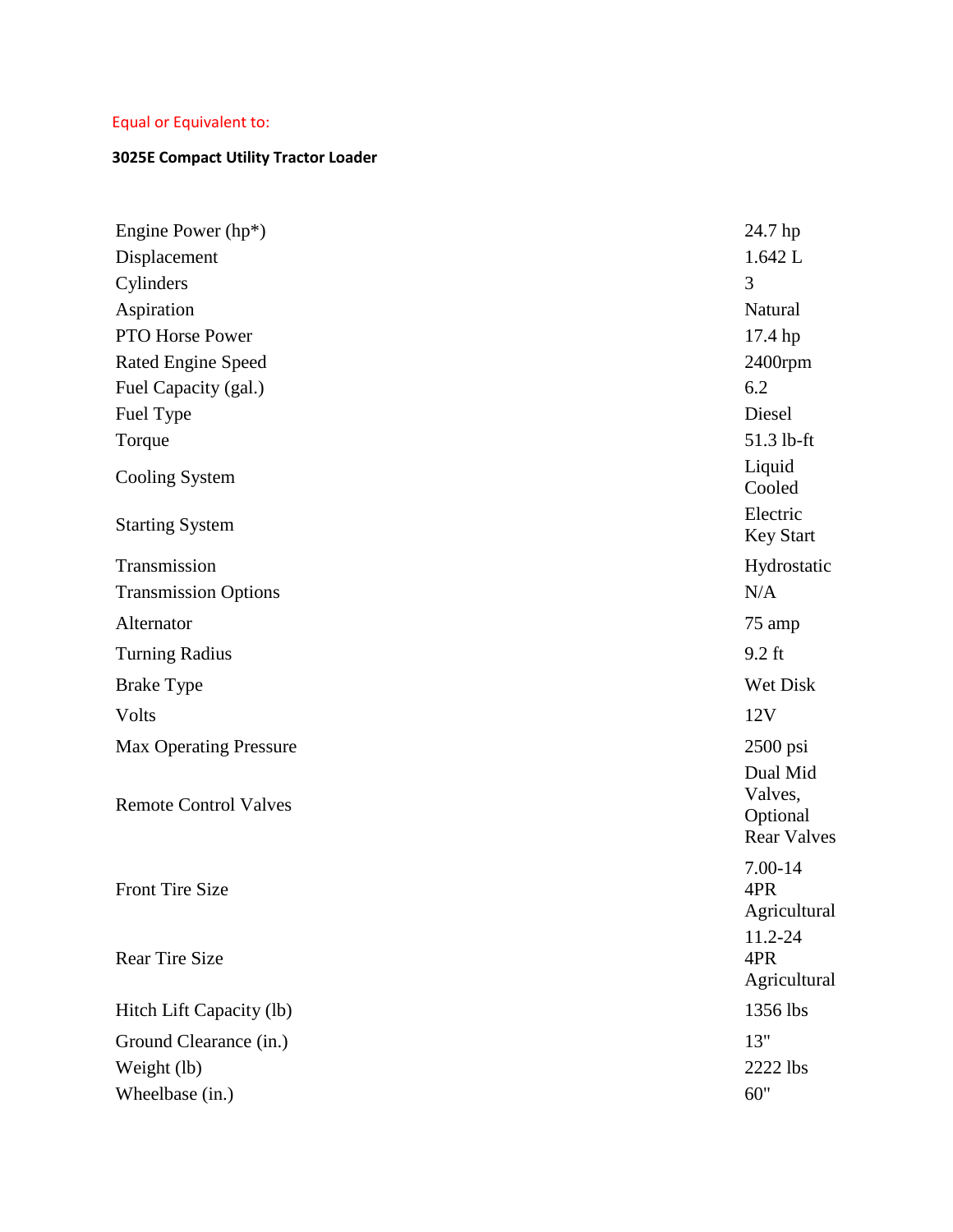Equal or Equivalent to:

**3025E Compact Utility Tractor Loader**

| | |
|---|---|
| Engine Power (hp*) | 24.7 hp |
| Displacement | 1.642 L |
| Cylinders | 3 |
| Aspiration | Natural |
| PTO Horse Power | 17.4 hp |
| Rated Engine Speed | 2400rpm |
| Fuel Capacity (gal.) | 6.2 |
| Fuel Type | Diesel |
| Torque | 51.3 lb-ft |
| Cooling System | Liquid Cooled |
| Starting System | Electric Key Start |
| Transmission | Hydrostatic |
| Transmission Options | N/A |
| Alternator | 75 amp |
| Turning Radius | 9.2 ft |
| Brake Type | Wet Disk |
| Volts | 12V |
| Max Operating Pressure | 2500 psi |
| Remote Control Valves | Dual Mid Valves, Optional Rear Valves |
| Front Tire Size | 7.00-14 4PR Agricultural |
| Rear Tire Size | 11.2-24 4PR Agricultural |
| Hitch Lift Capacity (lb) | 1356 lbs |
| Ground Clearance (in.) | 13" |
| Weight (lb) | 2222 lbs |
| Wheelbase (in.) | 60" |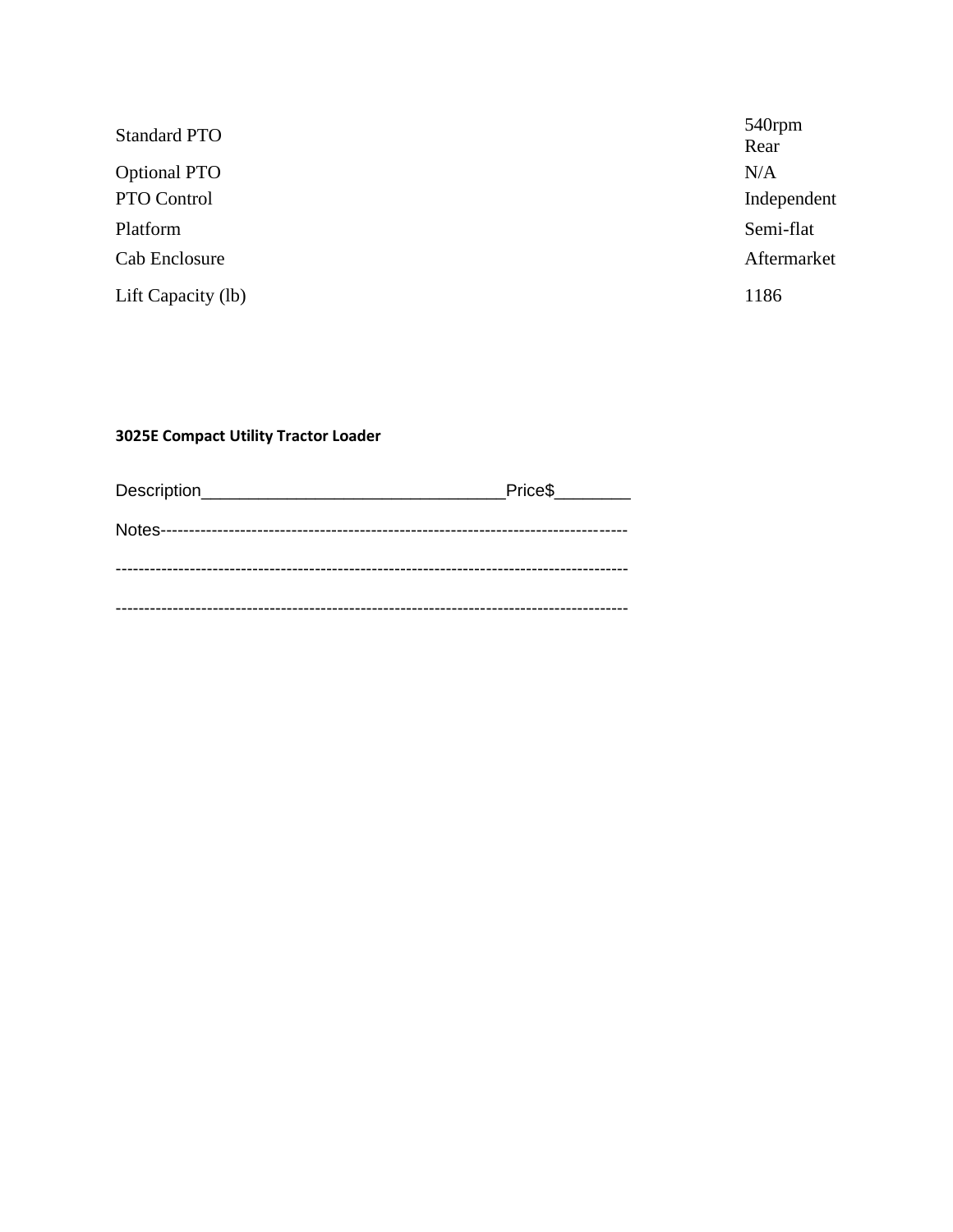| | |
|---|---|
| Standard PTO | 540rpm Rear |
| Optional PTO | N/A |
| PTO Control | Independent |
| Platform | Semi-flat |
| Cab Enclosure | Aftermarket |
| Lift Capacity (lb) | 1186 |

**3025E Compact Utility Tractor Loader**

Description________________________________Price$________

Notes---------------------------------------------------------------------------------

------------------------------------------------------------------------------------------

------------------------------------------------------------------------------------------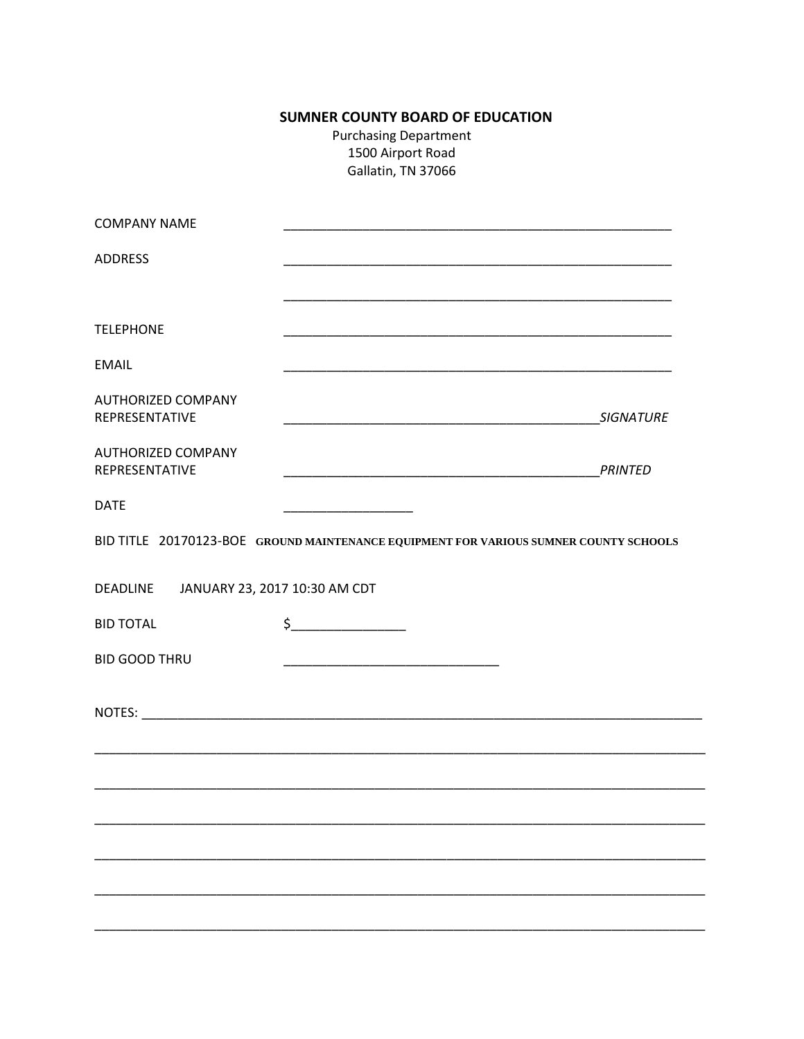**SUMNER COUNTY BOARD OF EDUCATION**

Purchasing Department
1500 Airport Road
Gallatin, TN 37066

COMPANY NAME _______________________________________________________

ADDRESS _______________________________________________________

_______________________________________________________

TELEPHONE _______________________________________________________

EMAIL _______________________________________________________

AUTHORIZED COMPANY REPRESENTATIVE ____________________________________________*SIGNATURE*

AUTHORIZED COMPANY REPRESENTATIVE ____________________________________________*PRINTED*

DATE __________________

BID TITLE 20170123-BOE **GROUND MAINTENANCE EQUIPMENT FOR VARIOUS SUMNER COUNTY SCHOOLS**

DEADLINE JANUARY 23, 2017 10:30 AM CDT

BID TOTAL $________________

BID GOOD THRU ______________________________

NOTES: ______________________________________________________________________________

______________________________________________________________________________________

______________________________________________________________________________________

______________________________________________________________________________________

______________________________________________________________________________________

______________________________________________________________________________________

______________________________________________________________________________________